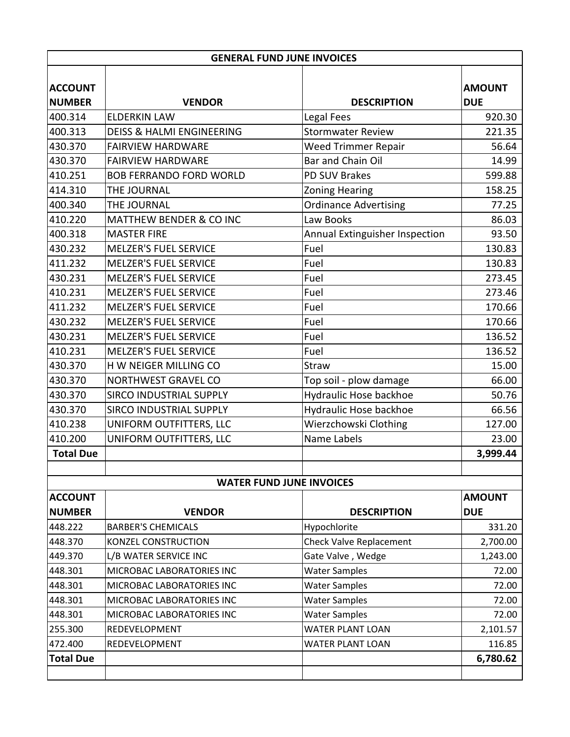## GENERAL FUND JUNE INVOICES

| ACCOUNT NUMBER | VENDOR | DESCRIPTION | AMOUNT DUE |
|---|---|---|---|
| 400.314 | ELDERKIN LAW | Legal Fees | 920.30 |
| 400.313 | DEISS & HALMI ENGINEERING | Stormwater Review | 221.35 |
| 430.370 | FAIRVIEW HARDWARE | Weed Trimmer Repair | 56.64 |
| 430.370 | FAIRVIEW HARDWARE | Bar and Chain Oil | 14.99 |
| 410.251 | BOB FERRANDO FORD WORLD | PD SUV Brakes | 599.88 |
| 414.310 | THE JOURNAL | Zoning Hearing | 158.25 |
| 400.340 | THE JOURNAL | Ordinance Advertising | 77.25 |
| 410.220 | MATTHEW BENDER & CO INC | Law Books | 86.03 |
| 400.318 | MASTER FIRE | Annual Extinguisher Inspection | 93.50 |
| 430.232 | MELZER'S FUEL SERVICE | Fuel | 130.83 |
| 411.232 | MELZER'S FUEL SERVICE | Fuel | 130.83 |
| 430.231 | MELZER'S FUEL SERVICE | Fuel | 273.45 |
| 410.231 | MELZER'S FUEL SERVICE | Fuel | 273.46 |
| 411.232 | MELZER'S FUEL SERVICE | Fuel | 170.66 |
| 430.232 | MELZER'S FUEL SERVICE | Fuel | 170.66 |
| 430.231 | MELZER'S FUEL SERVICE | Fuel | 136.52 |
| 410.231 | MELZER'S FUEL SERVICE | Fuel | 136.52 |
| 430.370 | H W NEIGER MILLING CO | Straw | 15.00 |
| 430.370 | NORTHWEST GRAVEL CO | Top soil - plow damage | 66.00 |
| 430.370 | SIRCO INDUSTRIAL SUPPLY | Hydraulic Hose backhoe | 50.76 |
| 430.370 | SIRCO INDUSTRIAL SUPPLY | Hydraulic Hose backhoe | 66.56 |
| 410.238 | UNIFORM OUTFITTERS, LLC | Wierzchowski Clothing | 127.00 |
| 410.200 | UNIFORM OUTFITTERS, LLC | Name Labels | 23.00 |
| **Total Due** | | | **3,999.44** |

## WATER FUND JUNE INVOICES

| ACCOUNT NUMBER | VENDOR | DESCRIPTION | AMOUNT DUE |
|---|---|---|---|
| 448.222 | BARBER'S CHEMICALS | Hypochlorite | 331.20 |
| 448.370 | KONZEL CONSTRUCTION | Check Valve Replacement | 2,700.00 |
| 449.370 | L/B WATER SERVICE INC | Gate Valve , Wedge | 1,243.00 |
| 448.301 | MICROBAC LABORATORIES INC | Water Samples | 72.00 |
| 448.301 | MICROBAC LABORATORIES INC | Water Samples | 72.00 |
| 448.301 | MICROBAC LABORATORIES INC | Water Samples | 72.00 |
| 448.301 | MICROBAC LABORATORIES INC | Water Samples | 72.00 |
| 255.300 | REDEVELOPMENT | WATER PLANT LOAN | 2,101.57 |
| 472.400 | REDEVELOPMENT | WATER PLANT LOAN | 116.85 |
| **Total Due** | | | **6,780.62** |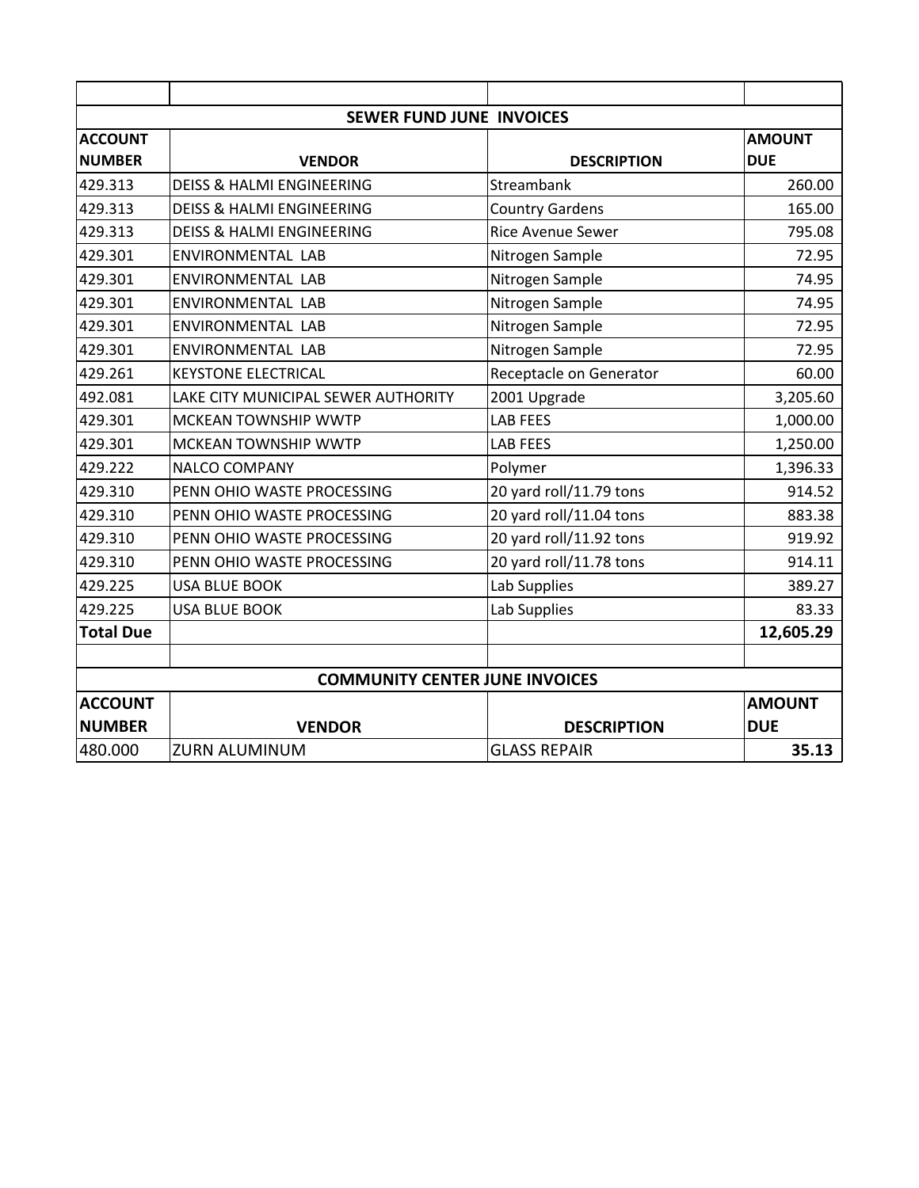| | | | |
|---|---|---|---|
| | | | |
| **SEWER FUND JUNE INVOICES** | | | |
| **ACCOUNT NUMBER** | **VENDOR** | **DESCRIPTION** | **AMOUNT DUE** |
| 429.313 | DEISS & HALMI ENGINEERING | Streambank | 260.00 |
| 429.313 | DEISS & HALMI ENGINEERING | Country Gardens | 165.00 |
| 429.313 | DEISS & HALMI ENGINEERING | Rice Avenue Sewer | 795.08 |
| 429.301 | ENVIRONMENTAL LAB | Nitrogen Sample | 72.95 |
| 429.301 | ENVIRONMENTAL LAB | Nitrogen Sample | 74.95 |
| 429.301 | ENVIRONMENTAL LAB | Nitrogen Sample | 74.95 |
| 429.301 | ENVIRONMENTAL LAB | Nitrogen Sample | 72.95 |
| 429.301 | ENVIRONMENTAL LAB | Nitrogen Sample | 72.95 |
| 429.261 | KEYSTONE ELECTRICAL | Receptacle on Generator | 60.00 |
| 492.081 | LAKE CITY MUNICIPAL SEWER AUTHORITY | 2001 Upgrade | 3,205.60 |
| 429.301 | MCKEAN TOWNSHIP WWTP | LAB FEES | 1,000.00 |
| 429.301 | MCKEAN TOWNSHIP WWTP | LAB FEES | 1,250.00 |
| 429.222 | NALCO COMPANY | Polymer | 1,396.33 |
| 429.310 | PENN OHIO WASTE PROCESSING | 20 yard roll/11.79 tons | 914.52 |
| 429.310 | PENN OHIO WASTE PROCESSING | 20 yard roll/11.04 tons | 883.38 |
| 429.310 | PENN OHIO WASTE PROCESSING | 20 yard roll/11.92 tons | 919.92 |
| 429.310 | PENN OHIO WASTE PROCESSING | 20 yard roll/11.78 tons | 914.11 |
| 429.225 | USA BLUE BOOK | Lab Supplies | 389.27 |
| 429.225 | USA BLUE BOOK | Lab Supplies | 83.33 |
| **Total Due** | | | **12,605.29** |
| | | | |
| **COMMUNITY CENTER JUNE INVOICES** | | | |
| **ACCOUNT NUMBER** | **VENDOR** | **DESCRIPTION** | **AMOUNT DUE** |
| 480.000 | ZURN ALUMINUM | GLASS REPAIR | **35.13** |